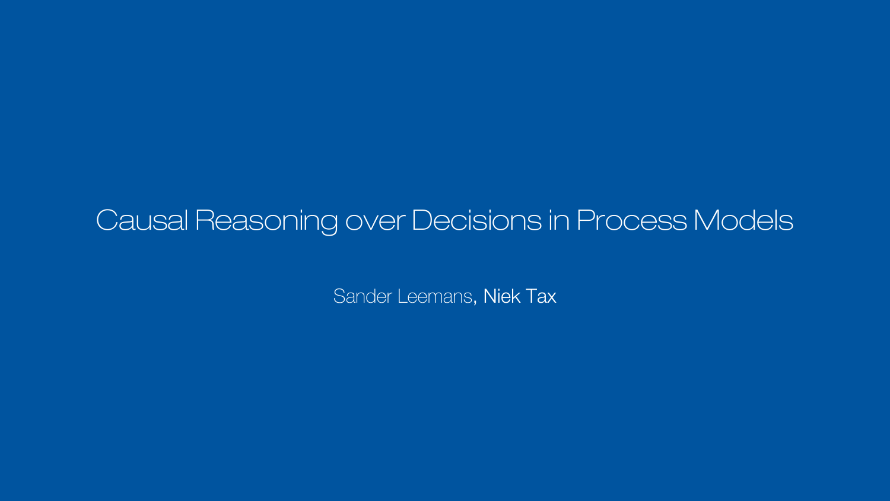# Causal Reasoning over Decisions in Process Models

Sander Leemans, Niek Tax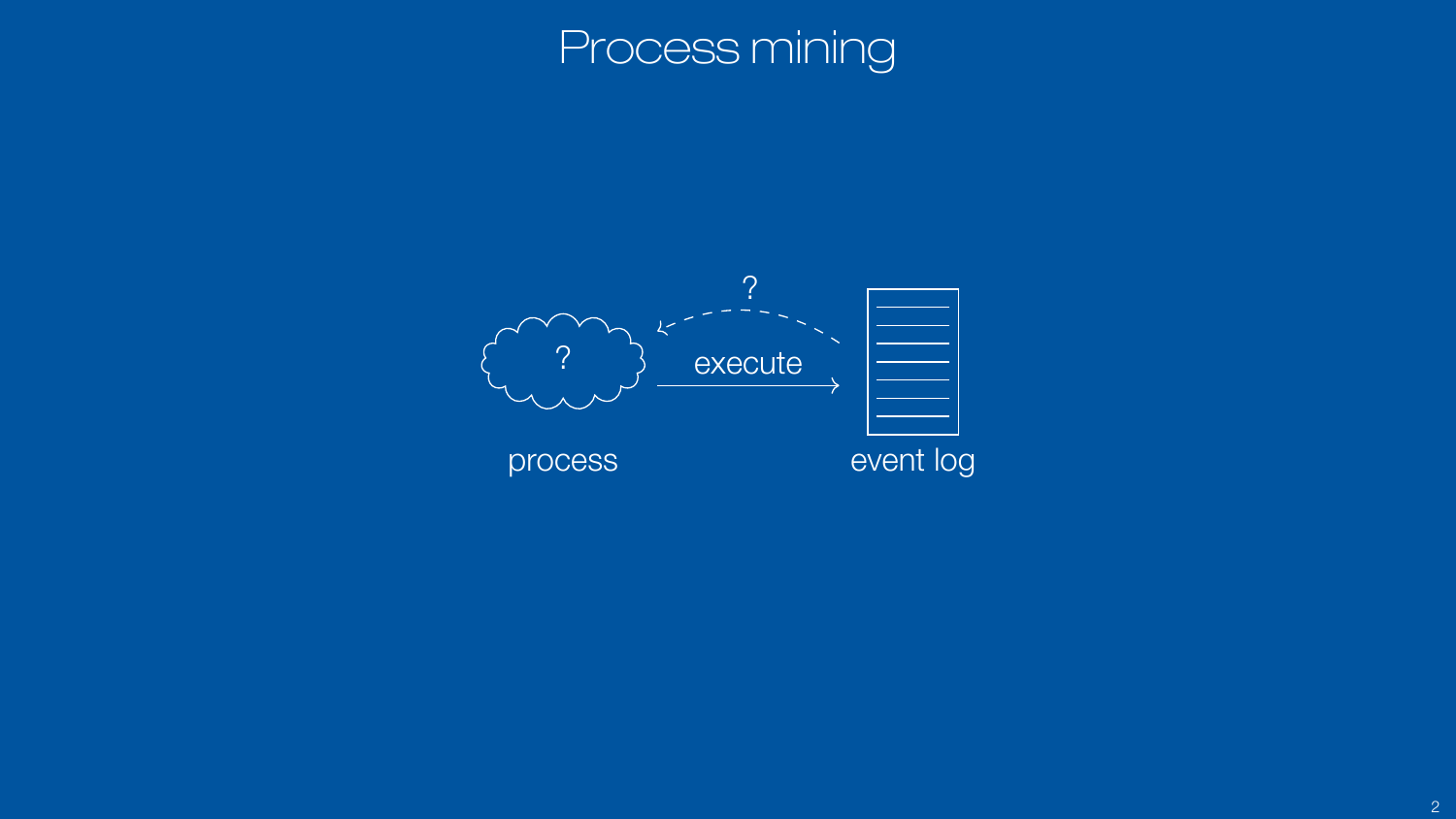# Process mining

?

execute

?

process

event log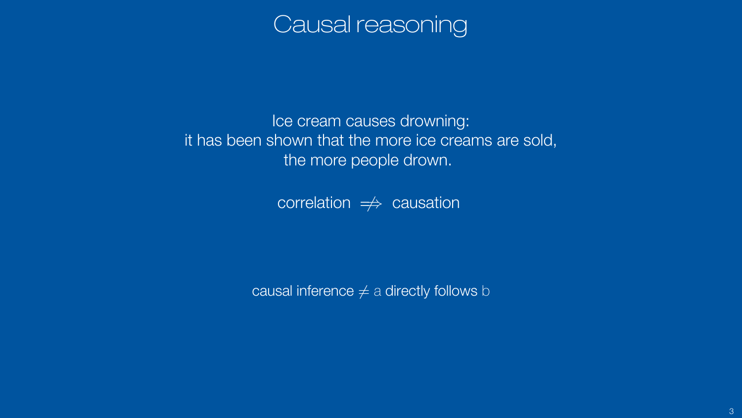# Causal reasoning

Ice cream causes drowning:
it has been shown that the more ice creams are sold,
the more people drown.

correlation $\not\Rightarrow$ causation

causal inference $\neq$ a directly follows b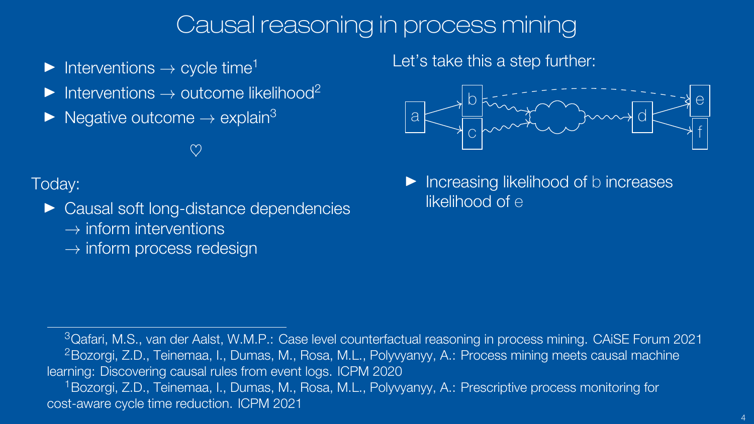# Causal reasoning in process mining

- Interventions → cycle time[1]
- Interventions → outcome likelihood[2]
- Negative outcome → explain[3]

♡

Today:

- Causal soft long-distance dependencies
  → inform interventions
  → inform process redesign

Let's take this a step further:

- Increasing likelihood of b increases likelihood of e

---

[3] Qafari, M.S., van der Aalst, W.M.P.: Case level counterfactual reasoning in process mining. CAiSE Forum 2021

[2] Bozorgi, Z.D., Teinemaa, I., Dumas, M., Rosa, M.L., Polyvyanyy, A.: Process mining meets causal machine learning: Discovering causal rules from event logs. ICPM 2020

[1] Bozorgi, Z.D., Teinemaa, I., Dumas, M., Rosa, M.L., Polyvyanyy, A.: Prescriptive process monitoring for cost-aware cycle time reduction. ICPM 2021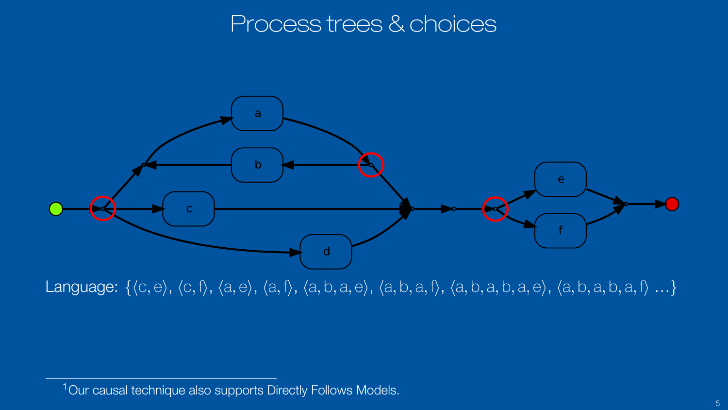# Process trees & choices

Language: $\{\langle c, e\rangle, \langle c, f\rangle, \langle a, e\rangle, \langle a, f\rangle, \langle a, b, a, e\rangle, \langle a, b, a, f\rangle, \langle a, b, a, b, a, e\rangle, \langle a, b, a, b, a, f\rangle \ldots\}$

[1] Our causal technique also supports Directly Follows Models.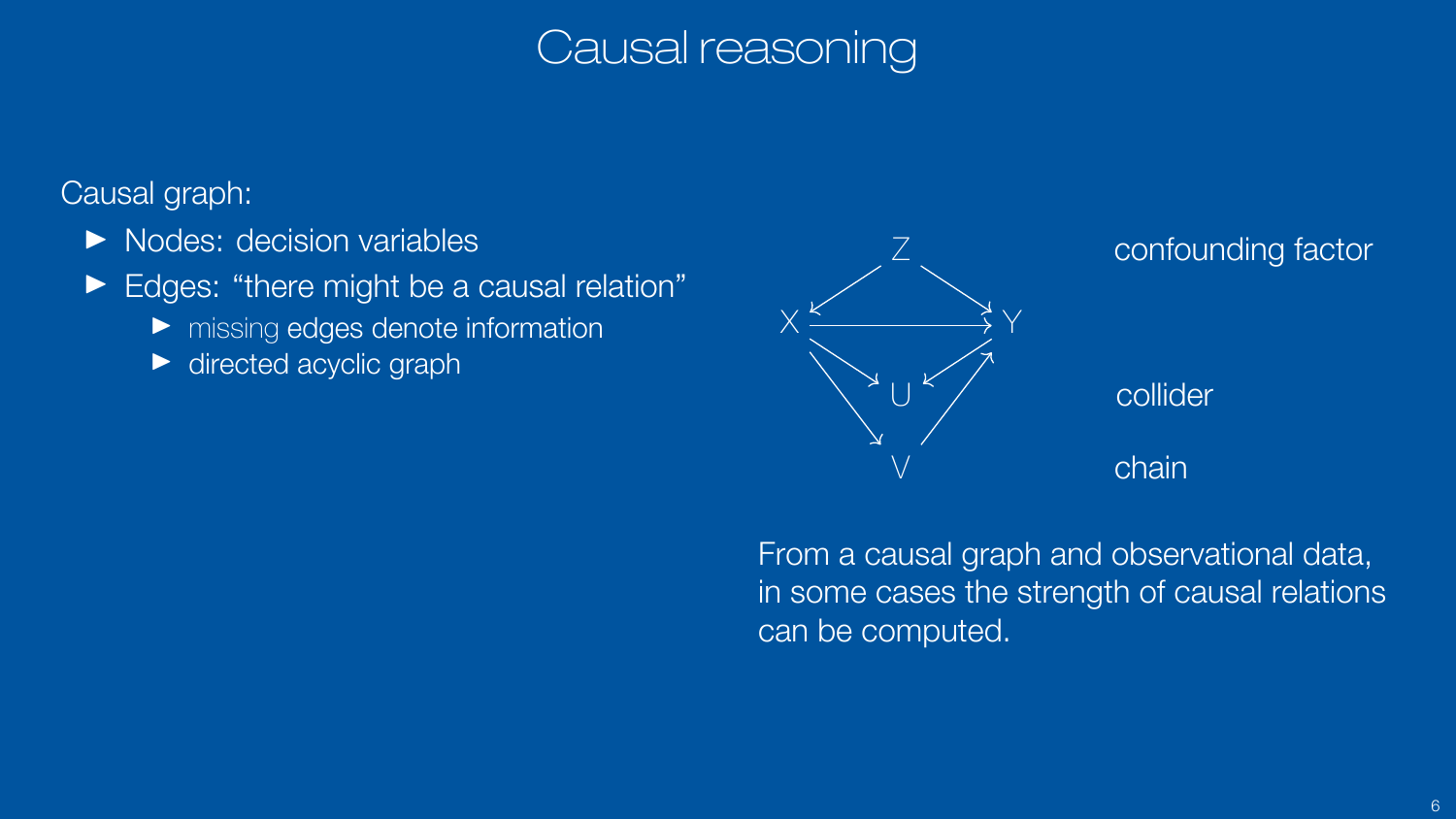# Causal reasoning

Causal graph:

- Nodes: decision variables
- Edges: “there might be a causal relation”
  - missing edges denote information
  - directed acyclic graph

Z

X → Y

U

V

confounding factor

collider

chain

From a causal graph and observational data, in some cases the strength of causal relations can be computed.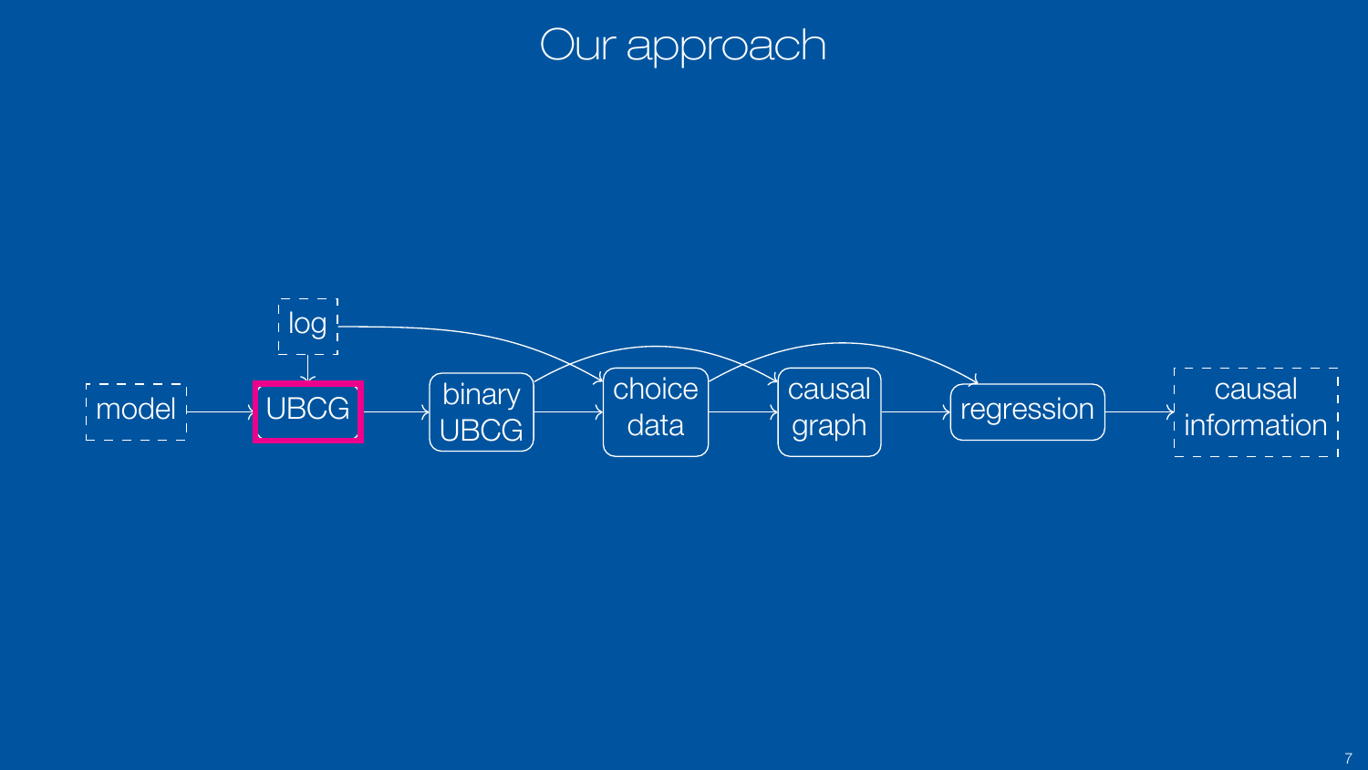# Our approach

log

model → UBCG → binary UBCG → choice data → causal graph → regression → causal information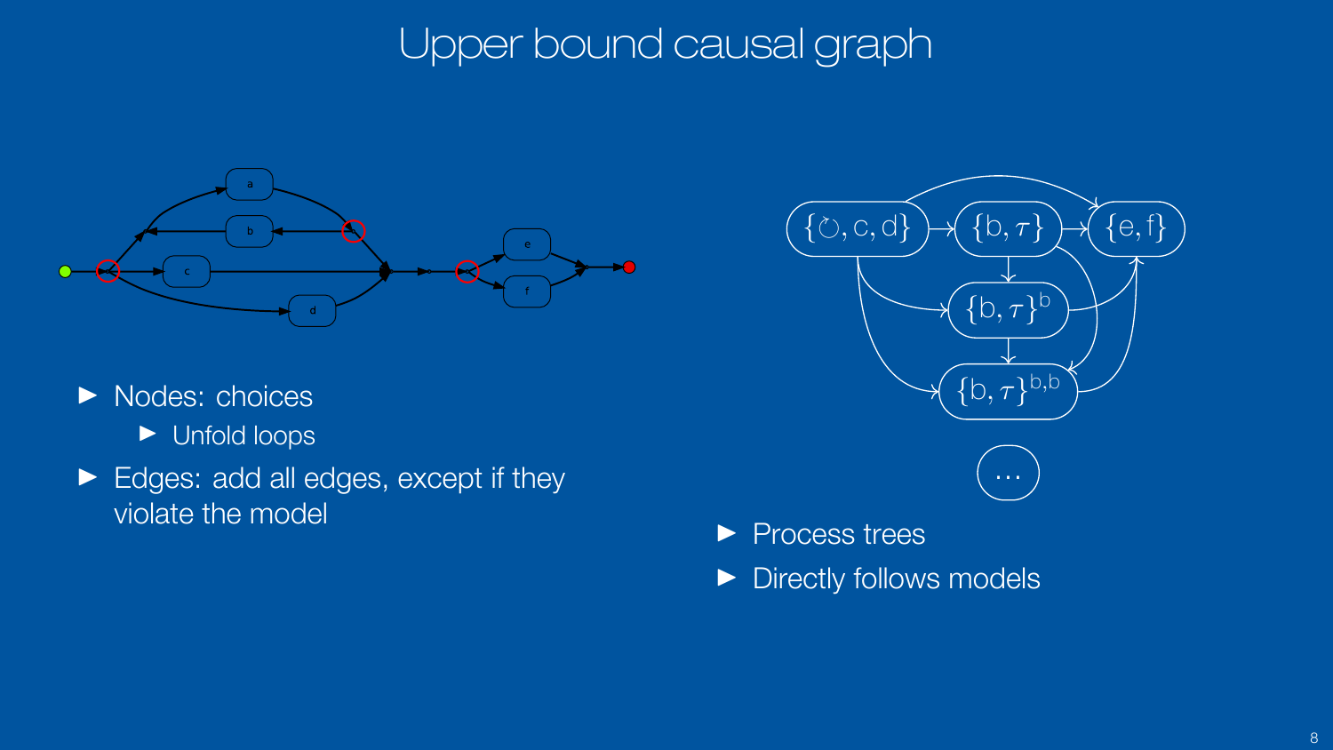# Upper bound causal graph

- Nodes: choices
  - Unfold loops
- Edges: add all edges, except if they violate the model

- Process trees
- Directly follows models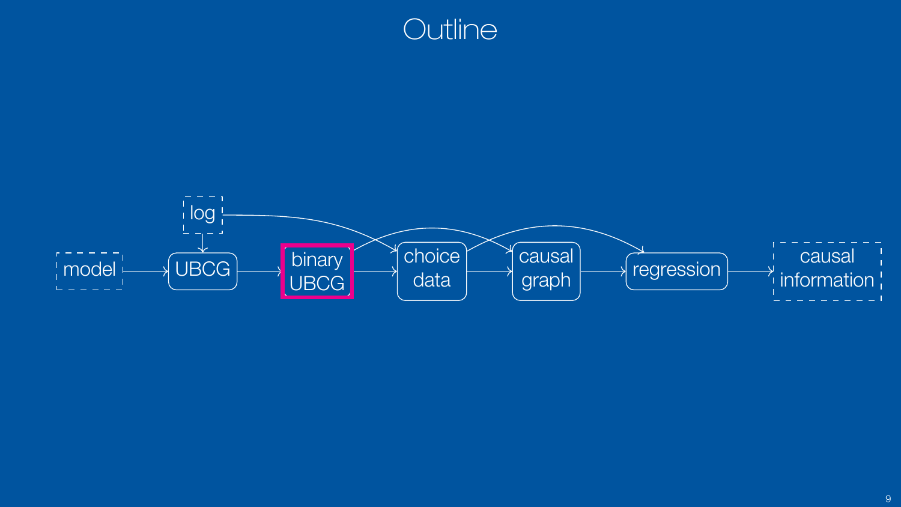# Outline

log

model → UBCG → binary UBCG → choice data → causal graph → regression → causal information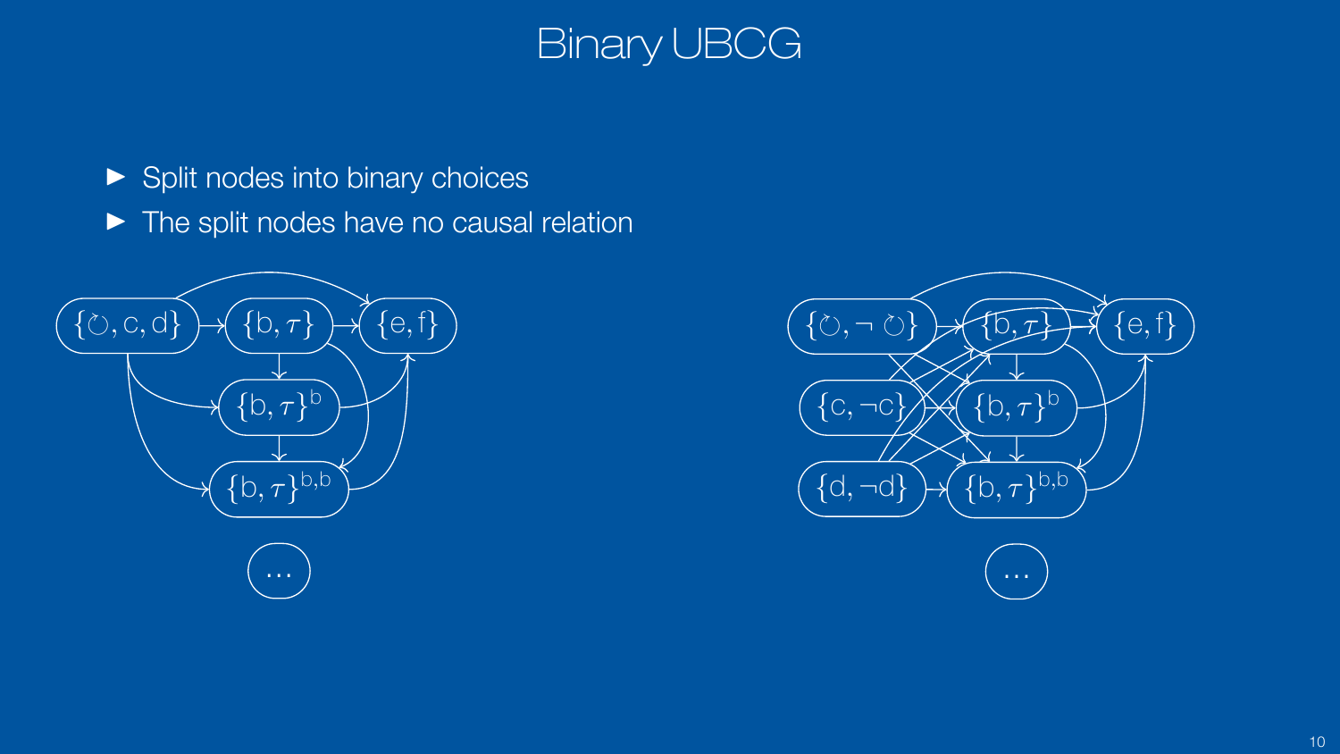# Binary UBCG

- Split nodes into binary choices
- The split nodes have no causal relation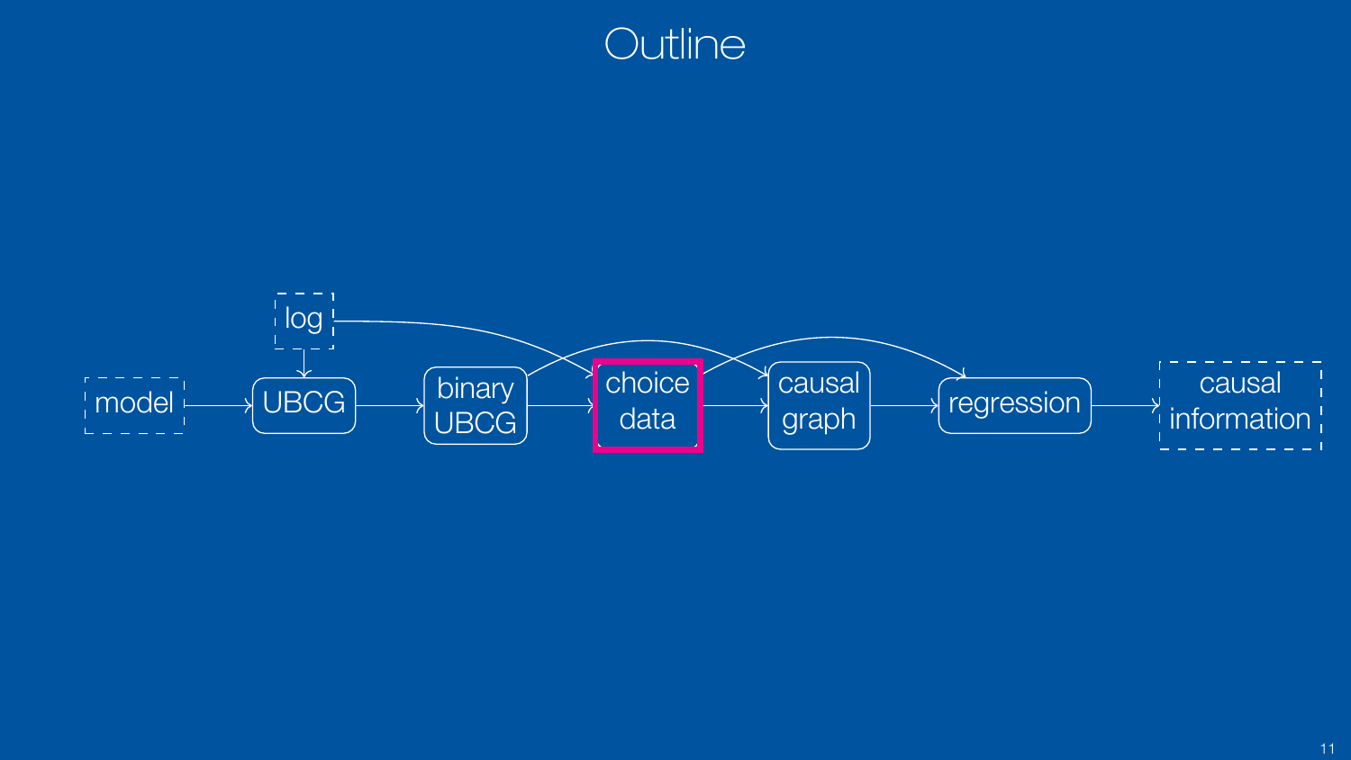# Outline

model → UBCG → binary UBCG → choice data → causal graph → regression → causal information

log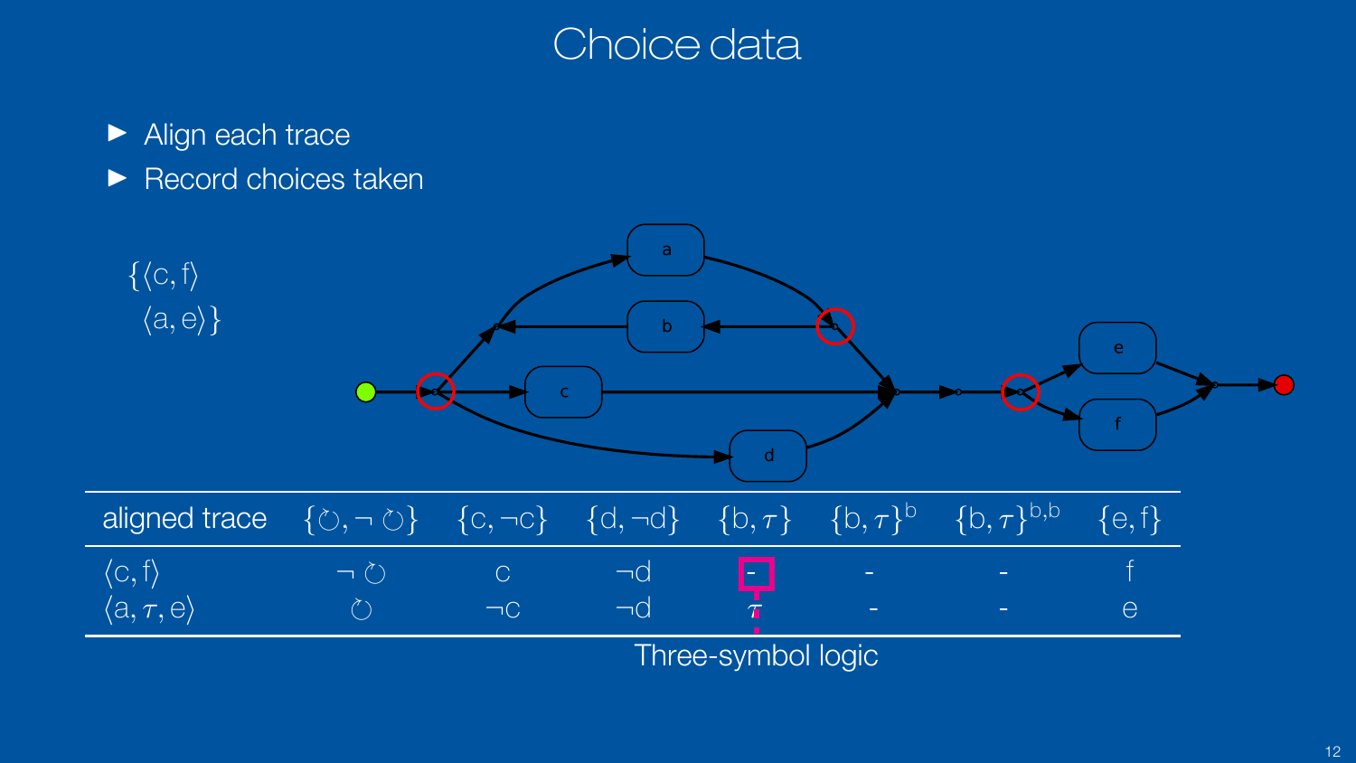# Choice data

- Align each trace
- Record choices taken

$\{\langle c, f \rangle$
$\langle a, e \rangle\}$

| aligned trace | $\{\circlearrowright, \neg \circlearrowright\}$ | $\{c, \neg c\}$ | $\{d, \neg d\}$ | $\{b, \tau\}$ | $\{b, \tau\}^{b}$ | $\{b, \tau\}^{b,b}$ | $\{e, f\}$ |
|---|---|---|---|---|---|---|---|
| $\langle c, f \rangle$ | $\neg \circlearrowright$ | c | $\neg d$ | - | - | - | f |
| $\langle a, \tau, e \rangle$ | $\circlearrowright$ | $\neg c$ | $\neg d$ | $\tau$ | - | - | e |

Three-symbol logic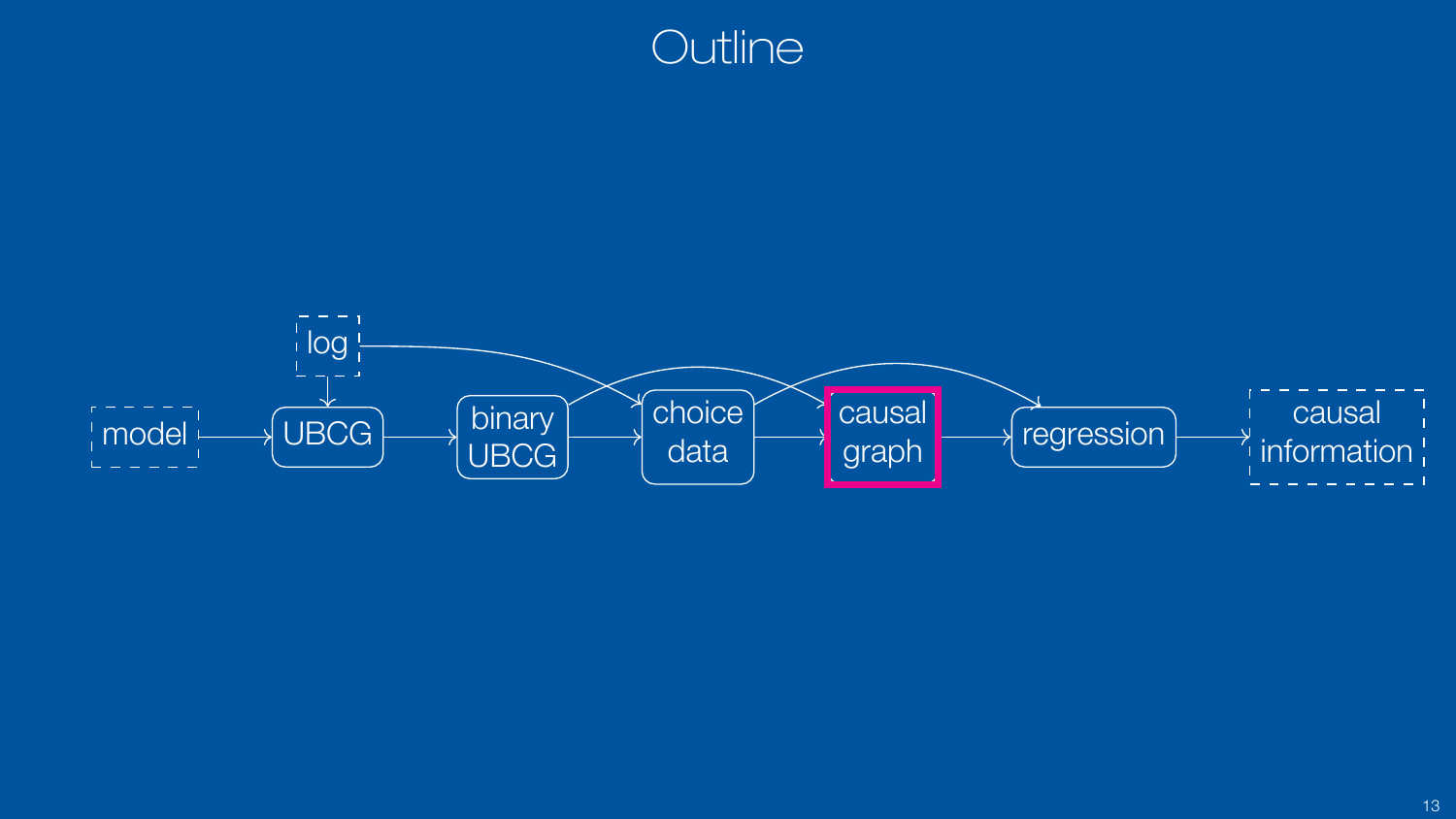# Outline

log

model → UBCG → binary UBCG → choice data → causal graph → regression → causal information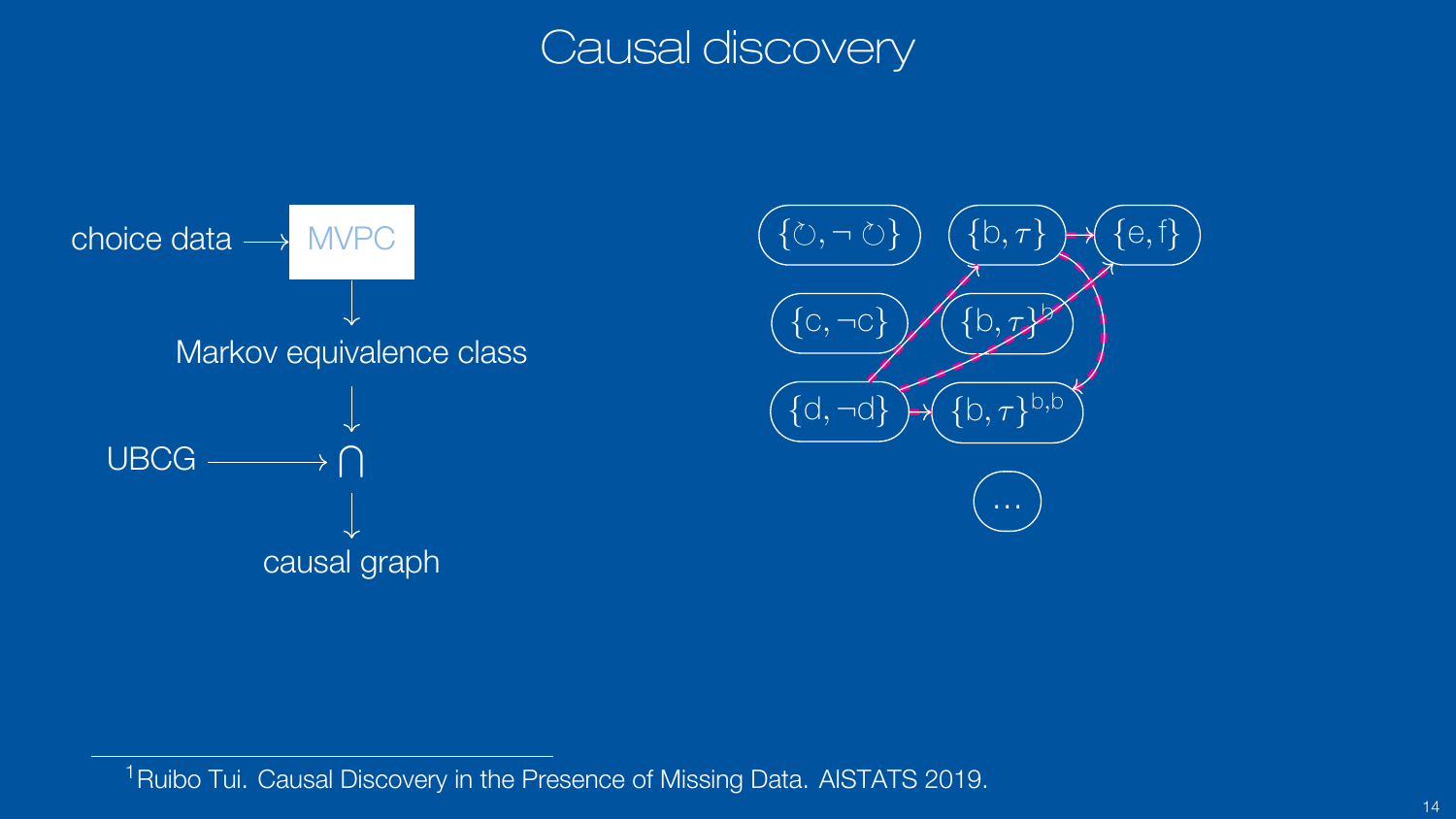# Causal discovery

choice data → MVPC

↓

Markov equivalence class

↓

UBCG → $\bigcap$

↓

causal graph

$\{\circlearrowright, \neg\circlearrowright\}$ $\{b, \tau\}$ $\{e, f\}$

$\{c, \neg c\}$ $\{b, \tau\}^{b}$

$\{d, \neg d\}$ $\{b, \tau\}^{b,b}$

…

---

[1] Ruibo Tui. Causal Discovery in the Presence of Missing Data. AISTATS 2019.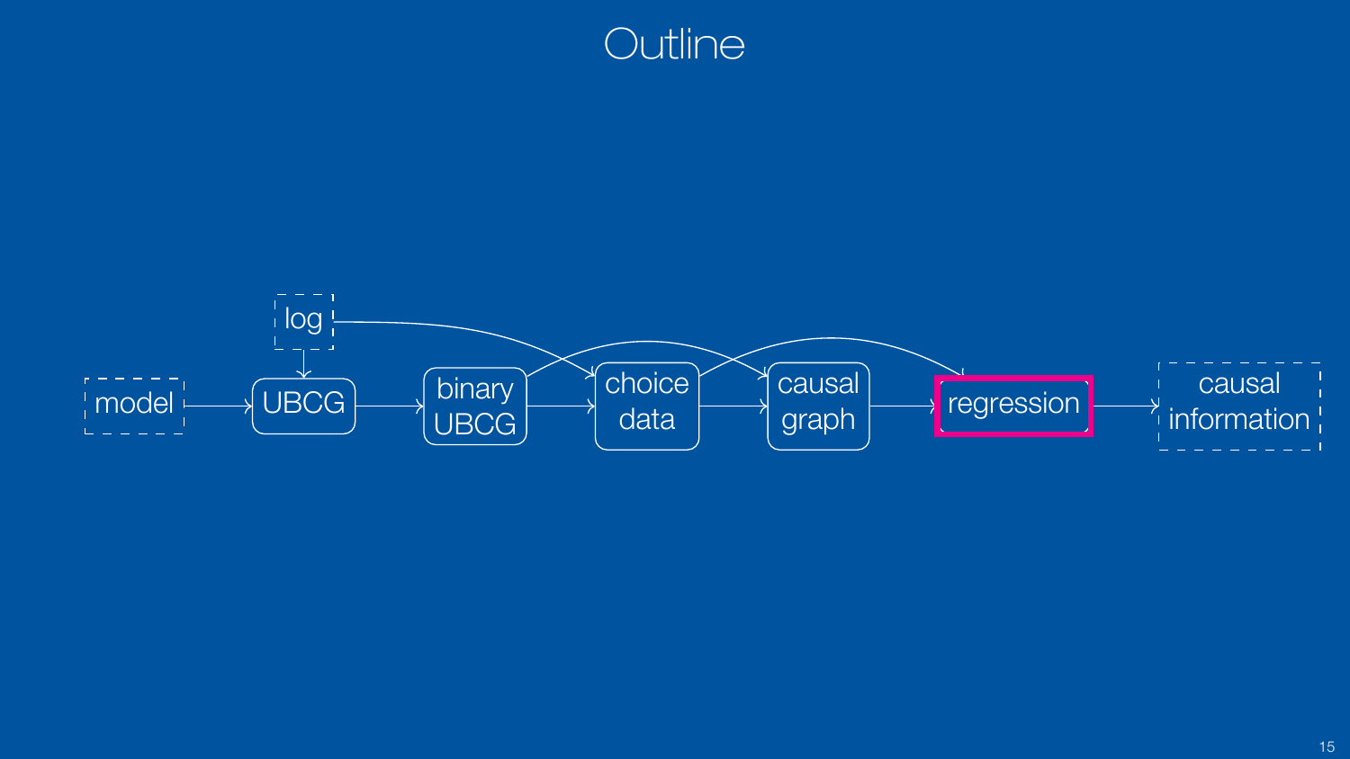# Outline

model → UBCG → binary UBCG → choice data → causal graph → **regression** → causal information

log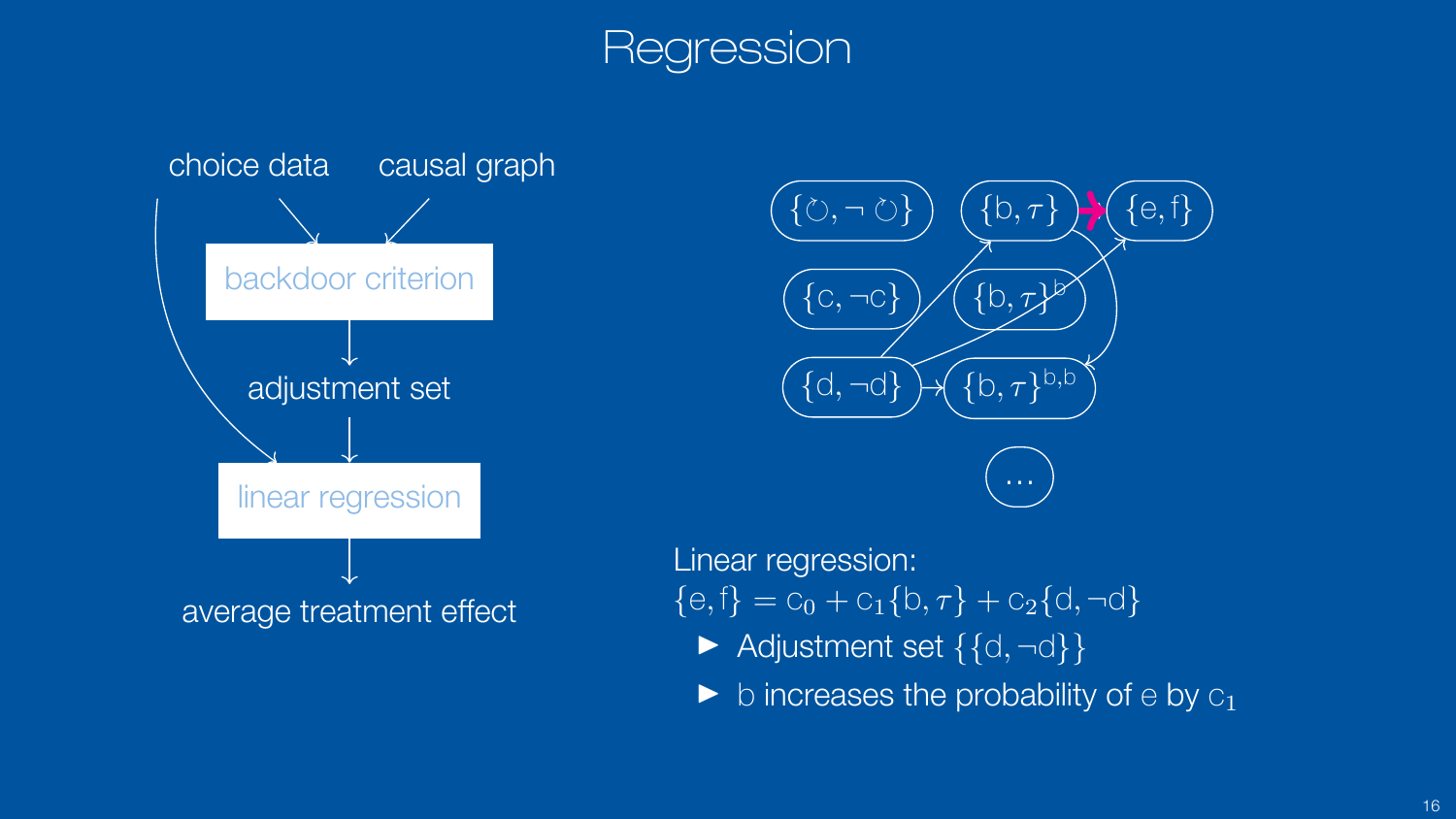# Regression

choice data

causal graph

backdoor criterion

adjustment set

linear regression

average treatment effect

$\{\circlearrowright, \neg\circlearrowright\}$

$\{b, \tau\}$

$\{e, f\}$

$\{c, \neg c\}$

$\{b, \tau\}^{b}$

$\{d, \neg d\}$

$\{b, \tau\}^{b,b}$

$\ldots$

Linear regression:

$\{e, f\} = c_0 + c_1\{b, \tau\} + c_2\{d, \neg d\}$

- Adjustment set $\{\{d, \neg d\}\}$
- b increases the probability of e by $c_1$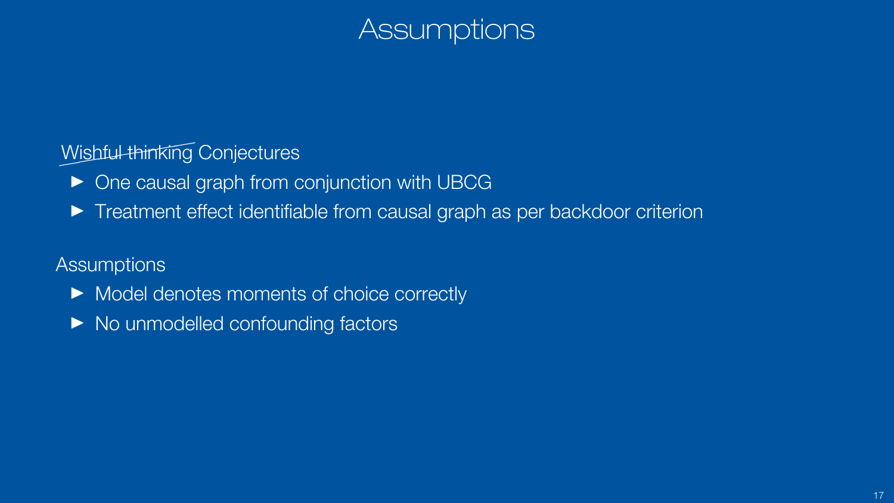# Assumptions

~~Wishful thinking~~ Conjectures

- One causal graph from conjunction with UBCG
- Treatment effect identifiable from causal graph as per backdoor criterion

Assumptions

- Model denotes moments of choice correctly
- No unmodelled confounding factors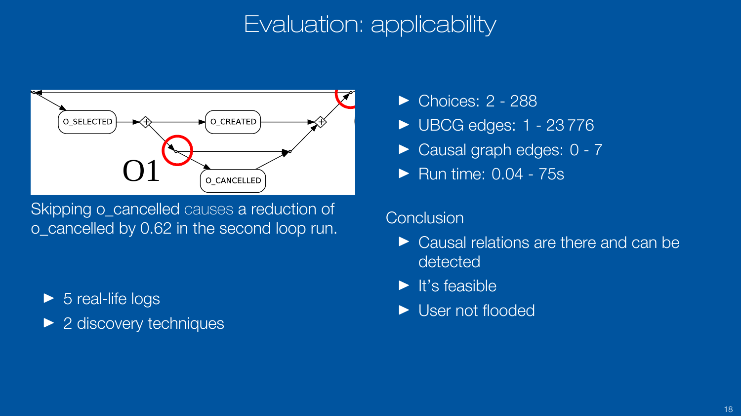# Evaluation: applicability

Skipping o_cancelled causes a reduction of o_cancelled by 0.62 in the second loop run.

- 5 real-life logs
- 2 discovery techniques

- Choices: 2 - 288
- UBCG edges: 1 - 23 776
- Causal graph edges: 0 - 7
- Run time: 0.04 - 75s

Conclusion

- Causal relations are there and can be detected
- It's feasible
- User not flooded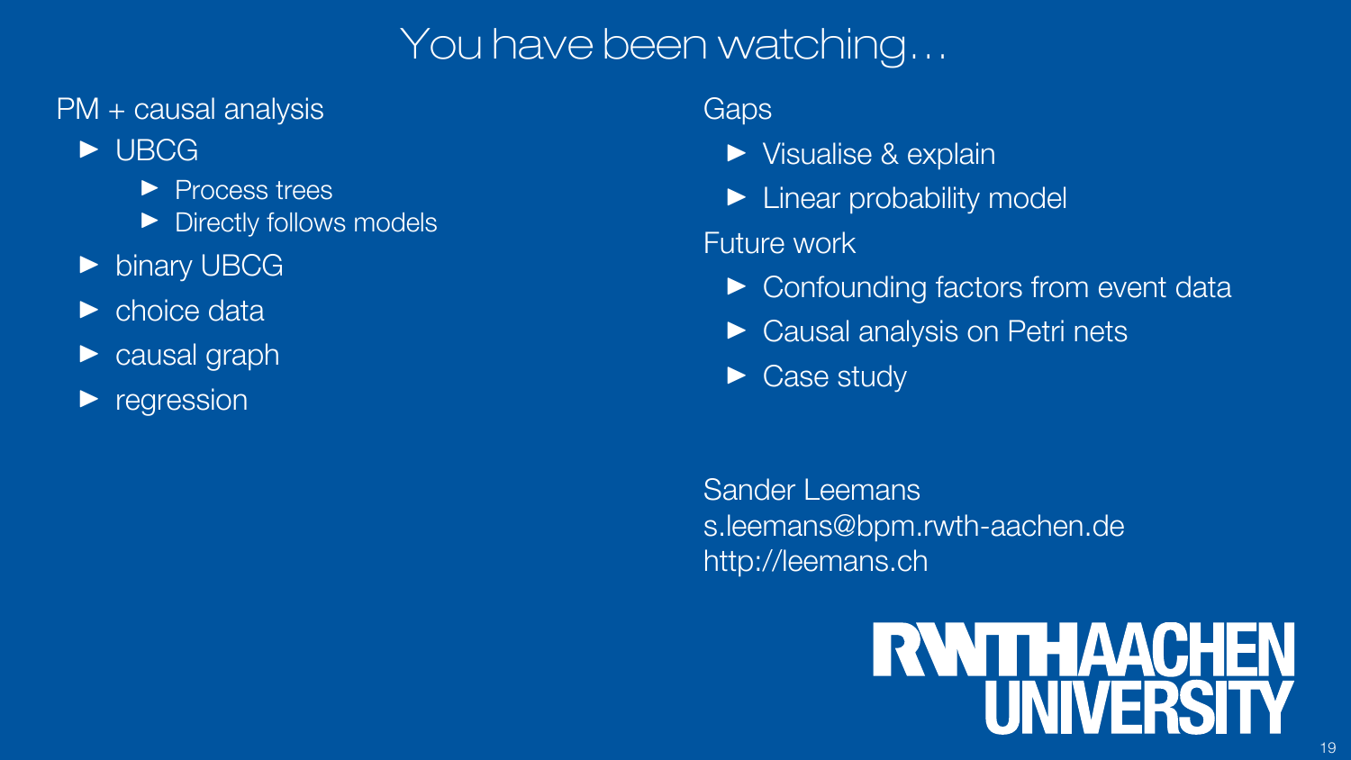# You have been watching…

PM + causal analysis

- UBCG
  - Process trees
  - Directly follows models
- binary UBCG
- choice data
- causal graph
- regression

Gaps

- Visualise & explain
- Linear probability model

Future work

- Confounding factors from event data
- Causal analysis on Petri nets
- Case study

Sander Leemans
s.leemans@bpm.rwth-aachen.de
http://leemans.ch

RWTH AACHEN UNIVERSITY